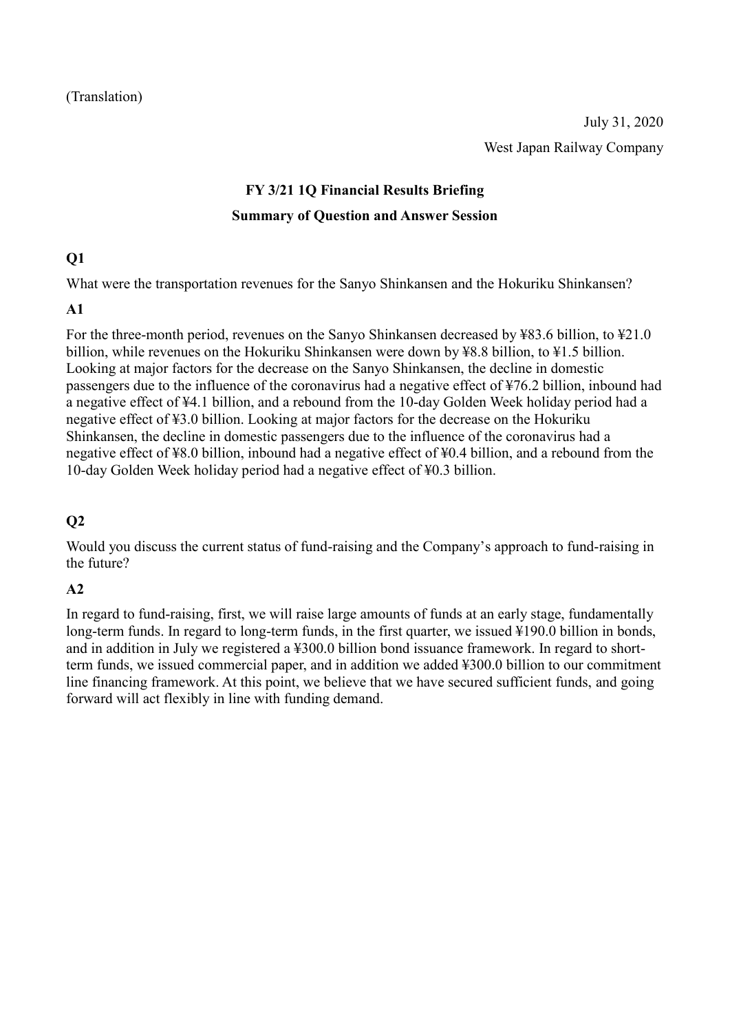(Translation)

July 31, 2020

West Japan Railway Company

# FY 3/21 1Q Financial Results Briefing

## Summary of Question and Answer Session

### Q1

What were the transportation revenues for the Sanyo Shinkansen and the Hokuriku Shinkansen?

### A1

For the three-month period, revenues on the Sanyo Shinkansen decreased by ¥83.6 billion, to ¥21.0 billion, while revenues on the Hokuriku Shinkansen were down by ¥8.8 billion, to ¥1.5 billion. Looking at major factors for the decrease on the Sanyo Shinkansen, the decline in domestic passengers due to the influence of the coronavirus had a negative effect of ¥76.2 billion, inbound had a negative effect of ¥4.1 billion, and a rebound from the 10-day Golden Week holiday period had a negative effect of ¥3.0 billion. Looking at major factors for the decrease on the Hokuriku Shinkansen, the decline in domestic passengers due to the influence of the coronavirus had a negative effect of ¥8.0 billion, inbound had a negative effect of ¥0.4 billion, and a rebound from the 10-day Golden Week holiday period had a negative effect of ¥0.3 billion.

### Q2

Would you discuss the current status of fund-raising and the Company's approach to fund-raising in the future?

### A2

In regard to fund-raising, first, we will raise large amounts of funds at an early stage, fundamentally long-term funds. In regard to long-term funds, in the first quarter, we issued ¥190.0 billion in bonds, and in addition in July we registered a ¥300.0 billion bond issuance framework. In regard to short-term funds, we issued commercial paper, and in addition we added ¥300.0 billion to our commitment line financing framework. At this point, we believe that we have secured sufficient funds, and going forward will act flexibly in line with funding demand.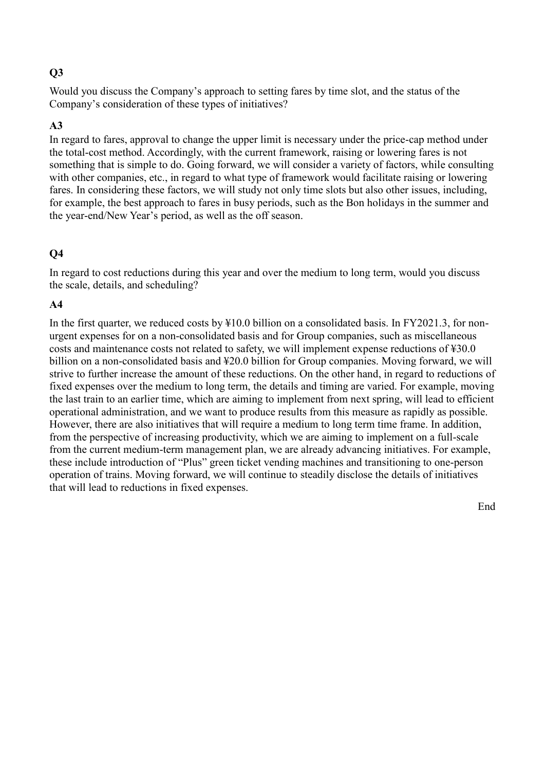**Q3**

Would you discuss the Company's approach to setting fares by time slot, and the status of the Company's consideration of these types of initiatives?

**A3**

In regard to fares, approval to change the upper limit is necessary under the price-cap method under the total-cost method. Accordingly, with the current framework, raising or lowering fares is not something that is simple to do. Going forward, we will consider a variety of factors, while consulting with other companies, etc., in regard to what type of framework would facilitate raising or lowering fares. In considering these factors, we will study not only time slots but also other issues, including, for example, the best approach to fares in busy periods, such as the Bon holidays in the summer and the year-end/New Year's period, as well as the off season.

**Q4**

In regard to cost reductions during this year and over the medium to long term, would you discuss the scale, details, and scheduling?

**A4**

In the first quarter, we reduced costs by ¥10.0 billion on a consolidated basis. In FY2021.3, for non-urgent expenses for on a non-consolidated basis and for Group companies, such as miscellaneous costs and maintenance costs not related to safety, we will implement expense reductions of ¥30.0 billion on a non-consolidated basis and ¥20.0 billion for Group companies. Moving forward, we will strive to further increase the amount of these reductions. On the other hand, in regard to reductions of fixed expenses over the medium to long term, the details and timing are varied. For example, moving the last train to an earlier time, which are aiming to implement from next spring, will lead to efficient operational administration, and we want to produce results from this measure as rapidly as possible. However, there are also initiatives that will require a medium to long term time frame. In addition, from the perspective of increasing productivity, which we are aiming to implement on a full-scale from the current medium-term management plan, we are already advancing initiatives. For example, these include introduction of "Plus" green ticket vending machines and transitioning to one-person operation of trains. Moving forward, we will continue to steadily disclose the details of initiatives that will lead to reductions in fixed expenses.

End